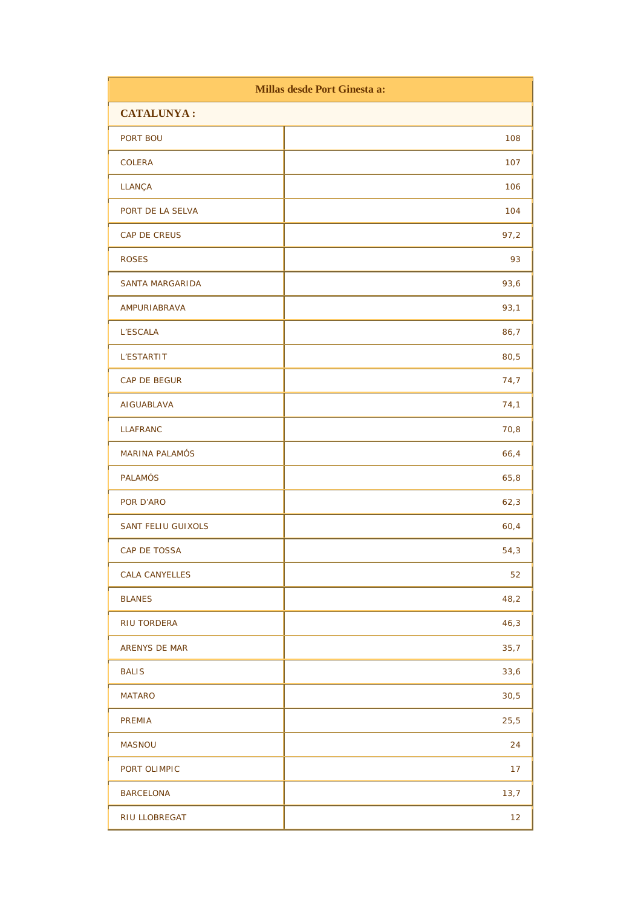| Millas desde Port Ginesta a: | |
|---|---|
| **CATALUNYA :** | |
| PORT BOU | 108 |
| COLERA | 107 |
| LLANÇA | 106 |
| PORT DE LA SELVA | 104 |
| CAP DE CREUS | 97,2 |
| ROSES | 93 |
| SANTA MARGARIDA | 93,6 |
| AMPURIABRAVA | 93,1 |
| L'ESCALA | 86,7 |
| L'ESTARTIT | 80,5 |
| CAP DE BEGUR | 74,7 |
| AIGUABLAVA | 74,1 |
| LLAFRANC | 70,8 |
| MARINA PALAMÓS | 66,4 |
| PALAMÓS | 65,8 |
| POR D'ARO | 62,3 |
| SANT FELIU GUIXOLS | 60,4 |
| CAP DE TOSSA | 54,3 |
| CALA CANYELLES | 52 |
| BLANES | 48,2 |
| RIU TORDERA | 46,3 |
| ARENYS DE MAR | 35,7 |
| BALIS | 33,6 |
| MATARO | 30,5 |
| PREMIA | 25,5 |
| MASNOU | 24 |
| PORT OLIMPIC | 17 |
| BARCELONA | 13,7 |
| RIU LLOBREGAT | 12 |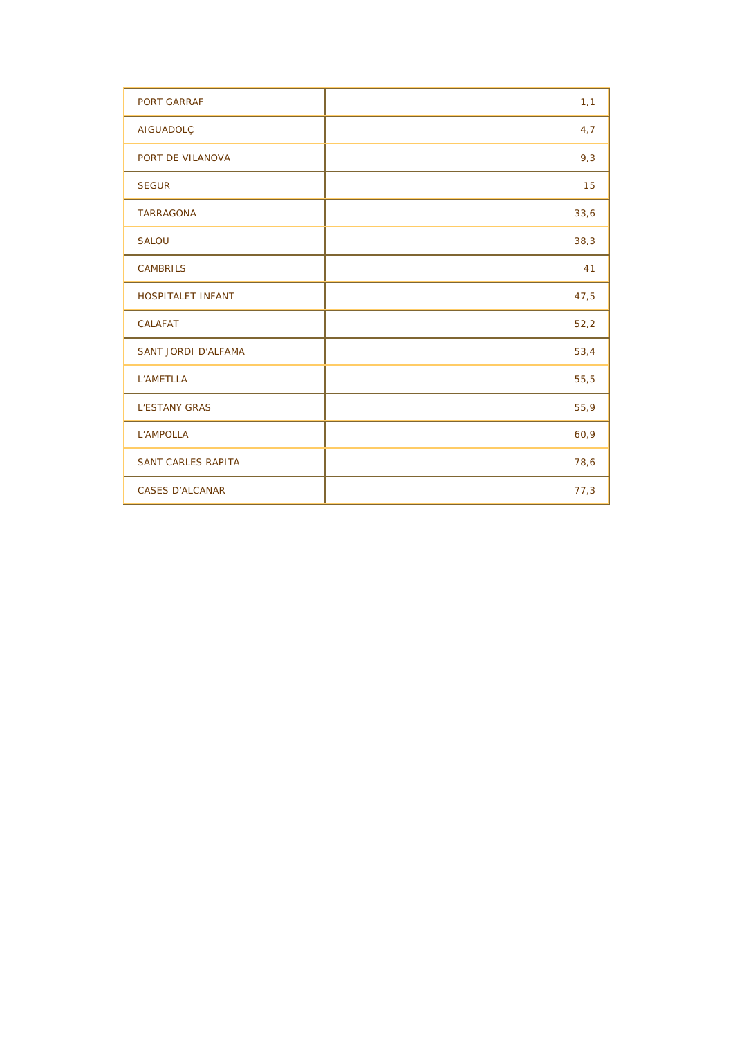| PORT GARRAF | 1,1 |
|---|---|
| AIGUADOLÇ | 4,7 |
| PORT DE VILANOVA | 9,3 |
| SEGUR | 15 |
| TARRAGONA | 33,6 |
| SALOU | 38,3 |
| CAMBRILS | 41 |
| HOSPITALET INFANT | 47,5 |
| CALAFAT | 52,2 |
| SANT JORDI D'ALFAMA | 53,4 |
| L'AMETLLA | 55,5 |
| L'ESTANY GRAS | 55,9 |
| L'AMPOLLA | 60,9 |
| SANT CARLES RAPITA | 78,6 |
| CASES D'ALCANAR | 77,3 |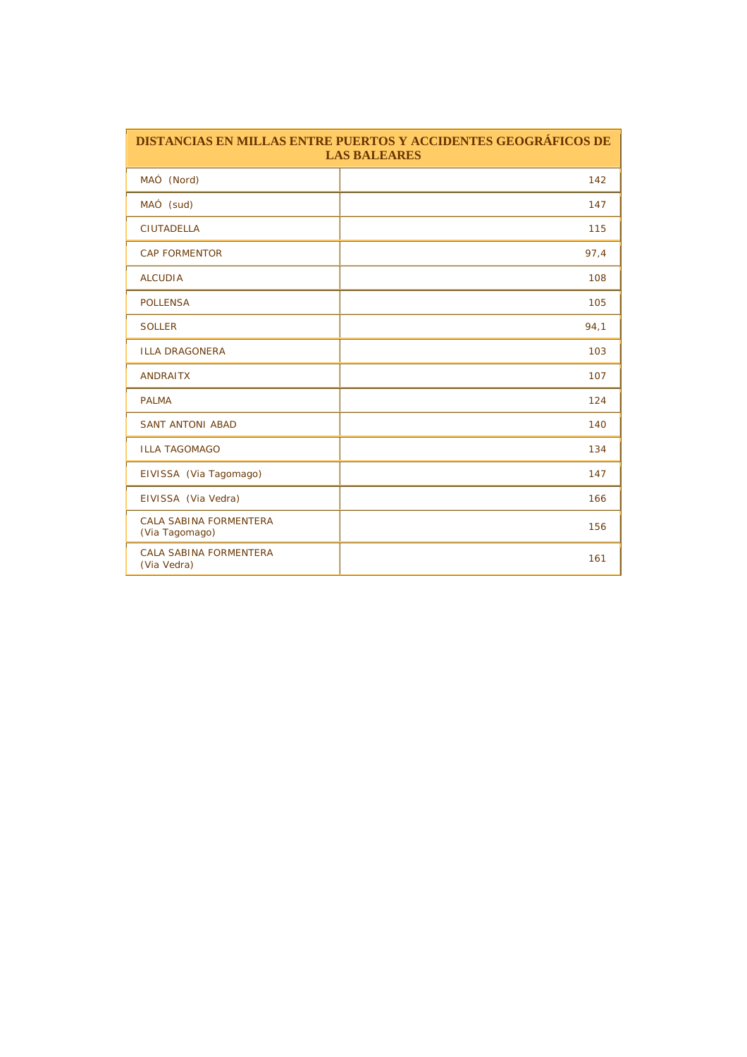| DISTANCIAS EN MILLAS ENTRE PUERTOS Y ACCIDENTES GEOGRÁFICOS DE LAS BALEARES | |
|---|---|
| MAÓ (Nord) | 142 |
| MAÓ (sud) | 147 |
| CIUTADELLA | 115 |
| CAP FORMENTOR | 97,4 |
| ALCUDIA | 108 |
| POLLENSA | 105 |
| SOLLER | 94,1 |
| ILLA DRAGONERA | 103 |
| ANDRAITX | 107 |
| PALMA | 124 |
| SANT ANTONI ABAD | 140 |
| ILLA TAGOMAGO | 134 |
| EIVISSA (Via Tagomago) | 147 |
| EIVISSA (Via Vedra) | 166 |
| CALA SABINA FORMENTERA (Via Tagomago) | 156 |
| CALA SABINA FORMENTERA (Via Vedra) | 161 |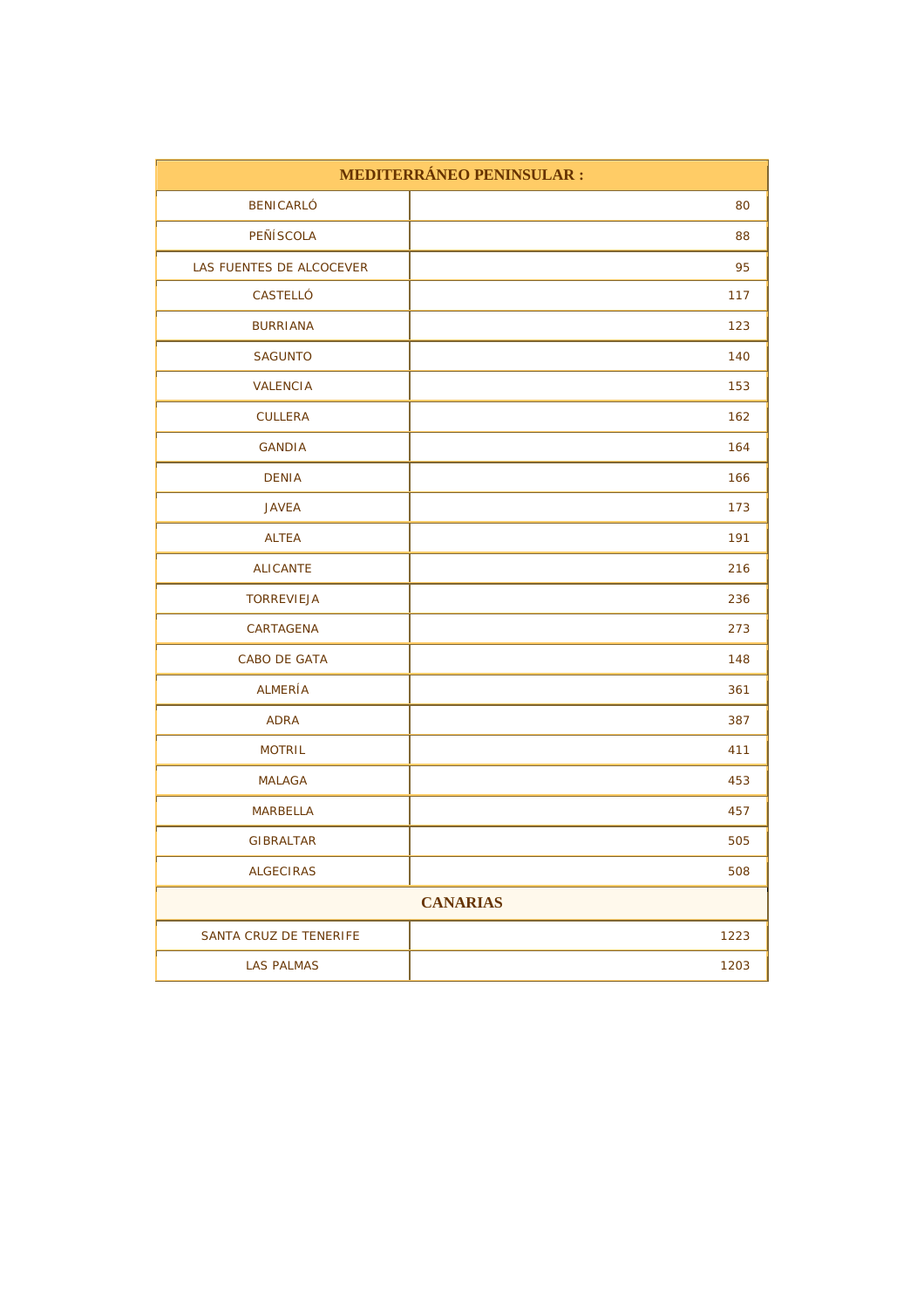| MEDITERRÁNEO PENINSULAR : | |
|---|---|
| BENICARLÓ | 80 |
| PEÑÍSCOLA | 88 |
| LAS FUENTES DE ALCOCEVER | 95 |
| CASTELLÓ | 117 |
| BURRIANA | 123 |
| SAGUNTO | 140 |
| VALENCIA | 153 |
| CULLERA | 162 |
| GANDIA | 164 |
| DENIA | 166 |
| JAVEA | 173 |
| ALTEA | 191 |
| ALICANTE | 216 |
| TORREVIEJA | 236 |
| CARTAGENA | 273 |
| CABO DE GATA | 148 |
| ALMERÍA | 361 |
| ADRA | 387 |
| MOTRIL | 411 |
| MALAGA | 453 |
| MARBELLA | 457 |
| GIBRALTAR | 505 |
| ALGECIRAS | 508 |
| **CANARIAS** | |
| SANTA CRUZ DE TENERIFE | 1223 |
| LAS PALMAS | 1203 |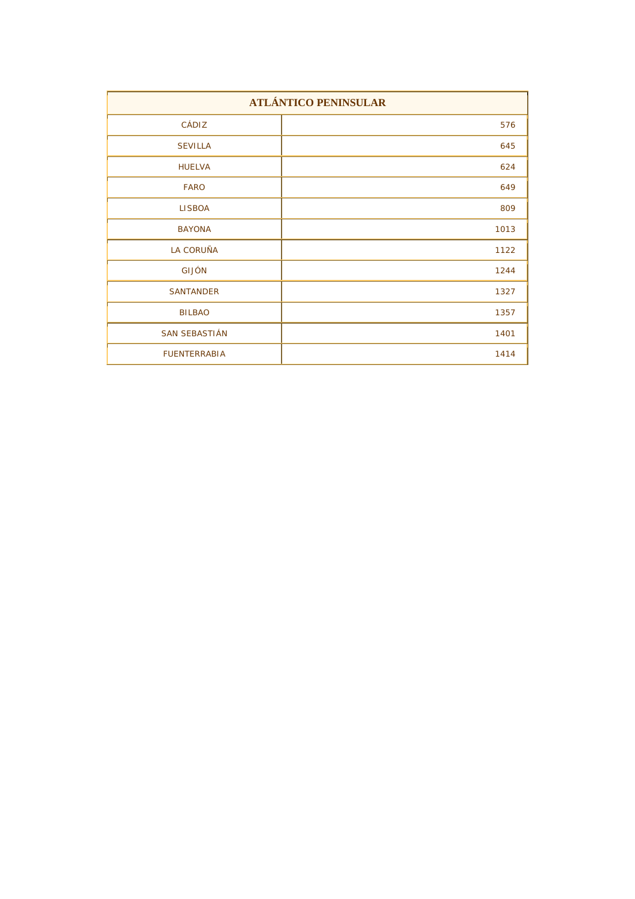| ATLÁNTICO PENINSULAR | |
|---|---|
| CÁDIZ | 576 |
| SEVILLA | 645 |
| HUELVA | 624 |
| FARO | 649 |
| LISBOA | 809 |
| BAYONA | 1013 |
| LA CORUÑA | 1122 |
| GIJÓN | 1244 |
| SANTANDER | 1327 |
| BILBAO | 1357 |
| SAN SEBASTIÁN | 1401 |
| FUENTERRABIA | 1414 |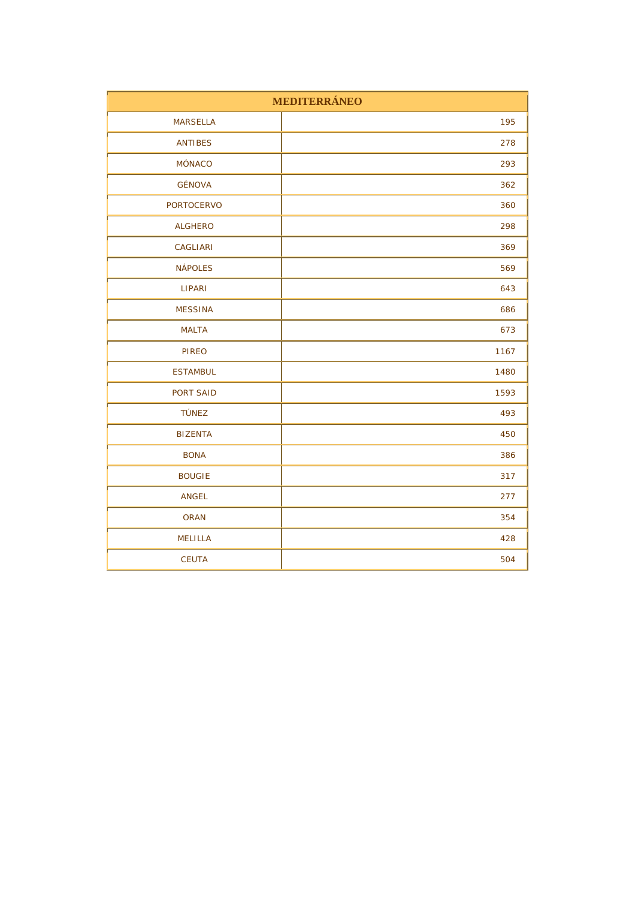| MEDITERRÁNEO | |
|---|---|
| MARSELLA | 195 |
| ANTIBES | 278 |
| MÓNACO | 293 |
| GÉNOVA | 362 |
| PORTOCERVO | 360 |
| ALGHERO | 298 |
| CAGLIARI | 369 |
| NÁPOLES | 569 |
| LIPARI | 643 |
| MESSINA | 686 |
| MALTA | 673 |
| PIREO | 1167 |
| ESTAMBUL | 1480 |
| PORT SAID | 1593 |
| TÚNEZ | 493 |
| BIZENTA | 450 |
| BONA | 386 |
| BOUGIE | 317 |
| ANGEL | 277 |
| ORAN | 354 |
| MELILLA | 428 |
| CEUTA | 504 |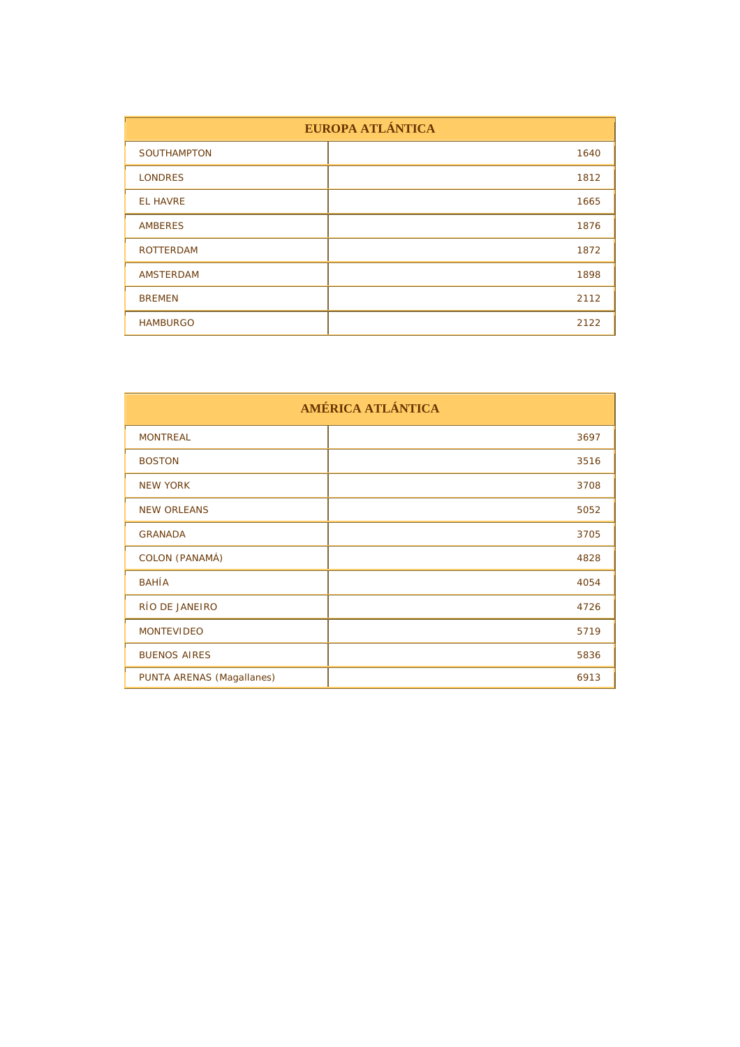| EUROPA ATLÁNTICA | |
|---|---|
| SOUTHAMPTON | 1640 |
| LONDRES | 1812 |
| EL HAVRE | 1665 |
| AMBERES | 1876 |
| ROTTERDAM | 1872 |
| AMSTERDAM | 1898 |
| BREMEN | 2112 |
| HAMBURGO | 2122 |

| AMÉRICA ATLÁNTICA | |
|---|---|
| MONTREAL | 3697 |
| BOSTON | 3516 |
| NEW YORK | 3708 |
| NEW ORLEANS | 5052 |
| GRANADA | 3705 |
| COLON (PANAMÁ) | 4828 |
| BAHÍA | 4054 |
| RÍO DE JANEIRO | 4726 |
| MONTEVIDEO | 5719 |
| BUENOS AIRES | 5836 |
| PUNTA ARENAS (Magallanes) | 6913 |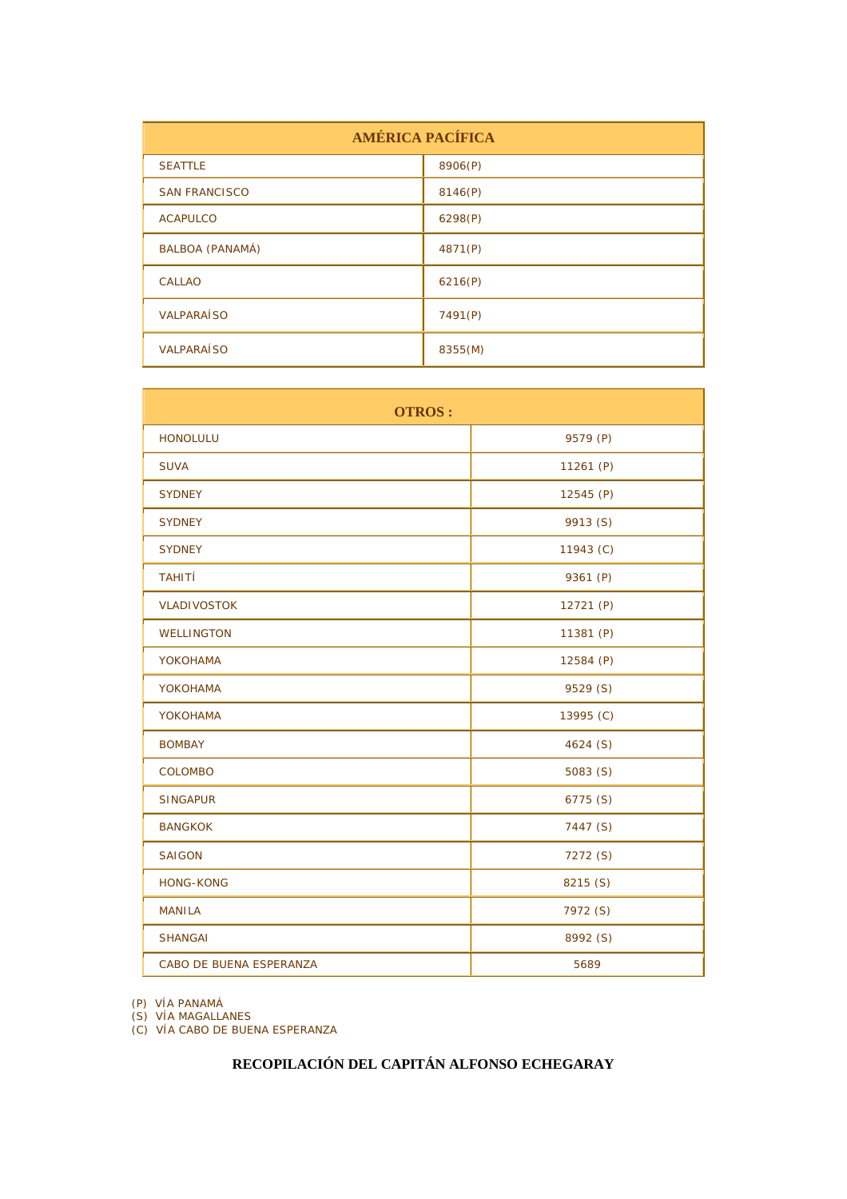| AMÉRICA PACÍFICA | |
|---|---|
| SEATTLE | 8906(P) |
| SAN FRANCISCO | 8146(P) |
| ACAPULCO | 6298(P) |
| BALBOA (PANAMÁ) | 4871(P) |
| CALLAO | 6216(P) |
| VALPARAÍSO | 7491(P) |
| VALPARAÍSO | 8355(M) |

| OTROS : | |
|---|---|
| HONOLULU | 9579 (P) |
| SUVA | 11261 (P) |
| SYDNEY | 12545 (P) |
| SYDNEY | 9913 (S) |
| SYDNEY | 11943 (C) |
| TAHITÍ | 9361 (P) |
| VLADIVOSTOK | 12721 (P) |
| WELLINGTON | 11381 (P) |
| YOKOHAMA | 12584 (P) |
| YOKOHAMA | 9529 (S) |
| YOKOHAMA | 13995 (C) |
| BOMBAY | 4624 (S) |
| COLOMBO | 5083 (S) |
| SINGAPUR | 6775 (S) |
| BANGKOK | 7447 (S) |
| SAIGON | 7272 (S) |
| HONG-KONG | 8215 (S) |
| MANILA | 7972 (S) |
| SHANGAI | 8992 (S) |
| CABO DE BUENA ESPERANZA | 5689 |

(P) VÍA PANAMÁ
(S) VÍA MAGALLANES
(C) VÍA CABO DE BUENA ESPERANZA

**RECOPILACIÓN DEL CAPITÁN ALFONSO ECHEGARAY**